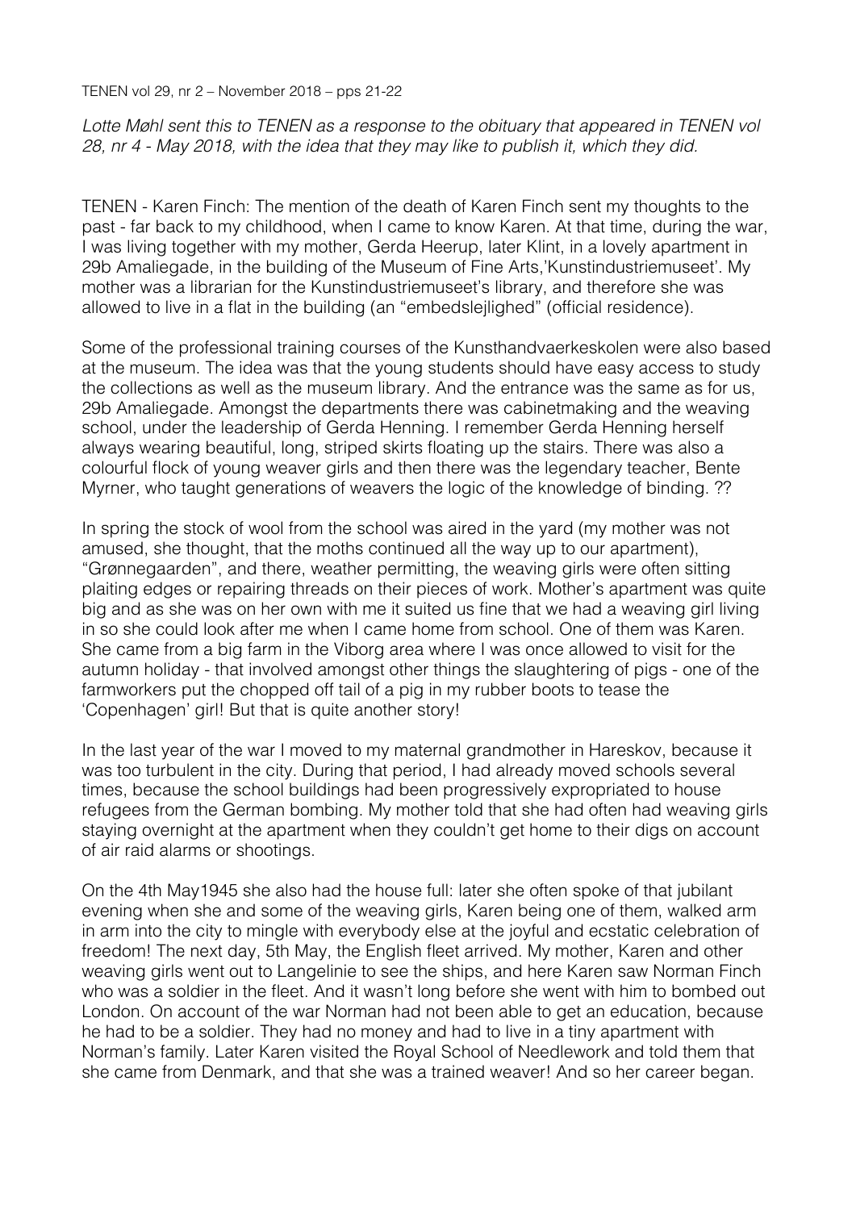TENEN vol 29, nr 2 – November 2018 – pps 21-22

*Lotte Møhl sent this to TENEN as a response to the obituary that appeared in TENEN vol 28, nr 4 - May 2018, with the idea that they may like to publish it, which they did.*

TENEN - Karen Finch: The mention of the death of Karen Finch sent my thoughts to the past - far back to my childhood, when I came to know Karen. At that time, during the war, I was living together with my mother, Gerda Heerup, later Klint, in a lovely apartment in 29b Amaliegade, in the building of the Museum of Fine Arts,'Kunstindustriemuseet'. My mother was a librarian for the Kunstindustriemuseet's library, and therefore she was allowed to live in a flat in the building (an "embedslejlighed" (official residence).

Some of the professional training courses of the Kunsthandvaerkeskolen were also based at the museum. The idea was that the young students should have easy access to study the collections as well as the museum library. And the entrance was the same as for us, 29b Amaliegade. Amongst the departments there was cabinetmaking and the weaving school, under the leadership of Gerda Henning. I remember Gerda Henning herself always wearing beautiful, long, striped skirts floating up the stairs. There was also a colourful flock of young weaver girls and then there was the legendary teacher, Bente Myrner, who taught generations of weavers the logic of the knowledge of binding. ??

In spring the stock of wool from the school was aired in the yard (my mother was not amused, she thought, that the moths continued all the way up to our apartment), "Grønnegaarden", and there, weather permitting, the weaving girls were often sitting plaiting edges or repairing threads on their pieces of work. Mother's apartment was quite big and as she was on her own with me it suited us fine that we had a weaving girl living in so she could look after me when I came home from school. One of them was Karen. She came from a big farm in the Viborg area where I was once allowed to visit for the autumn holiday - that involved amongst other things the slaughtering of pigs - one of the farmworkers put the chopped off tail of a pig in my rubber boots to tease the 'Copenhagen' girl! But that is quite another story!

In the last year of the war I moved to my maternal grandmother in Hareskov, because it was too turbulent in the city. During that period, I had already moved schools several times, because the school buildings had been progressively expropriated to house refugees from the German bombing. My mother told that she had often had weaving girls staying overnight at the apartment when they couldn't get home to their digs on account of air raid alarms or shootings.

On the 4th May1945 she also had the house full: later she often spoke of that jubilant evening when she and some of the weaving girls, Karen being one of them, walked arm in arm into the city to mingle with everybody else at the joyful and ecstatic celebration of freedom! The next day, 5th May, the English fleet arrived. My mother, Karen and other weaving girls went out to Langelinie to see the ships, and here Karen saw Norman Finch who was a soldier in the fleet. And it wasn't long before she went with him to bombed out London. On account of the war Norman had not been able to get an education, because he had to be a soldier. They had no money and had to live in a tiny apartment with Norman's family. Later Karen visited the Royal School of Needlework and told them that she came from Denmark, and that she was a trained weaver! And so her career began.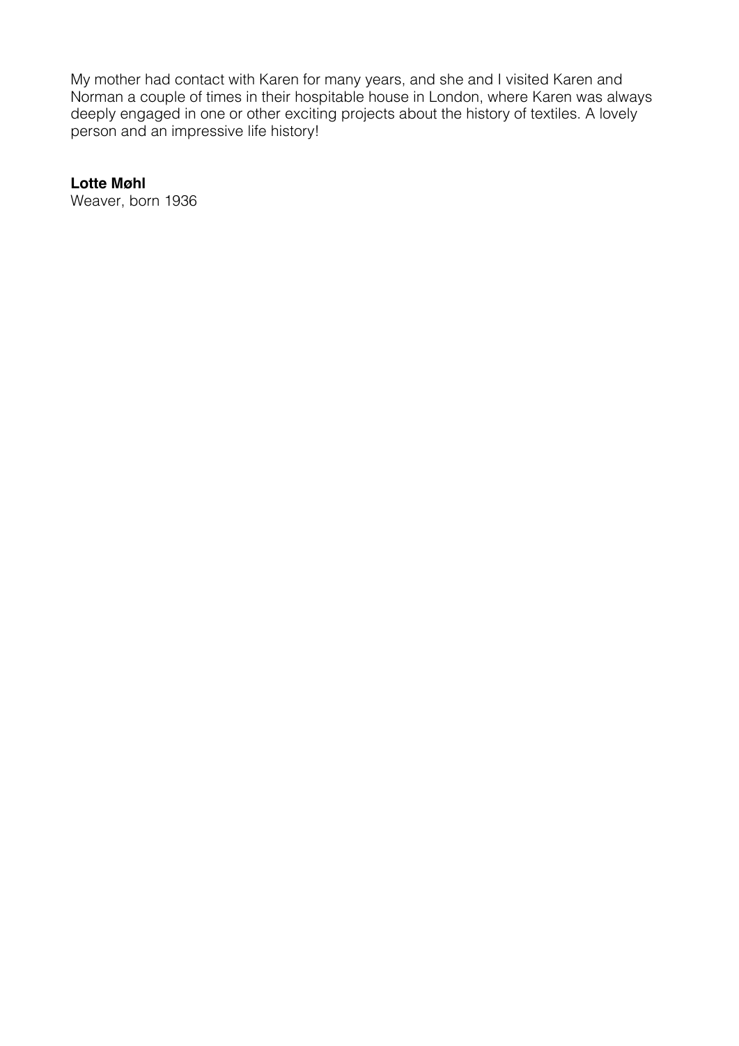My mother had contact with Karen for many years, and she and I visited Karen and Norman a couple of times in their hospitable house in London, where Karen was always deeply engaged in one or other exciting projects about the history of textiles. A lovely person and an impressive life history!

**Lotte Møhl**
Weaver, born 1936